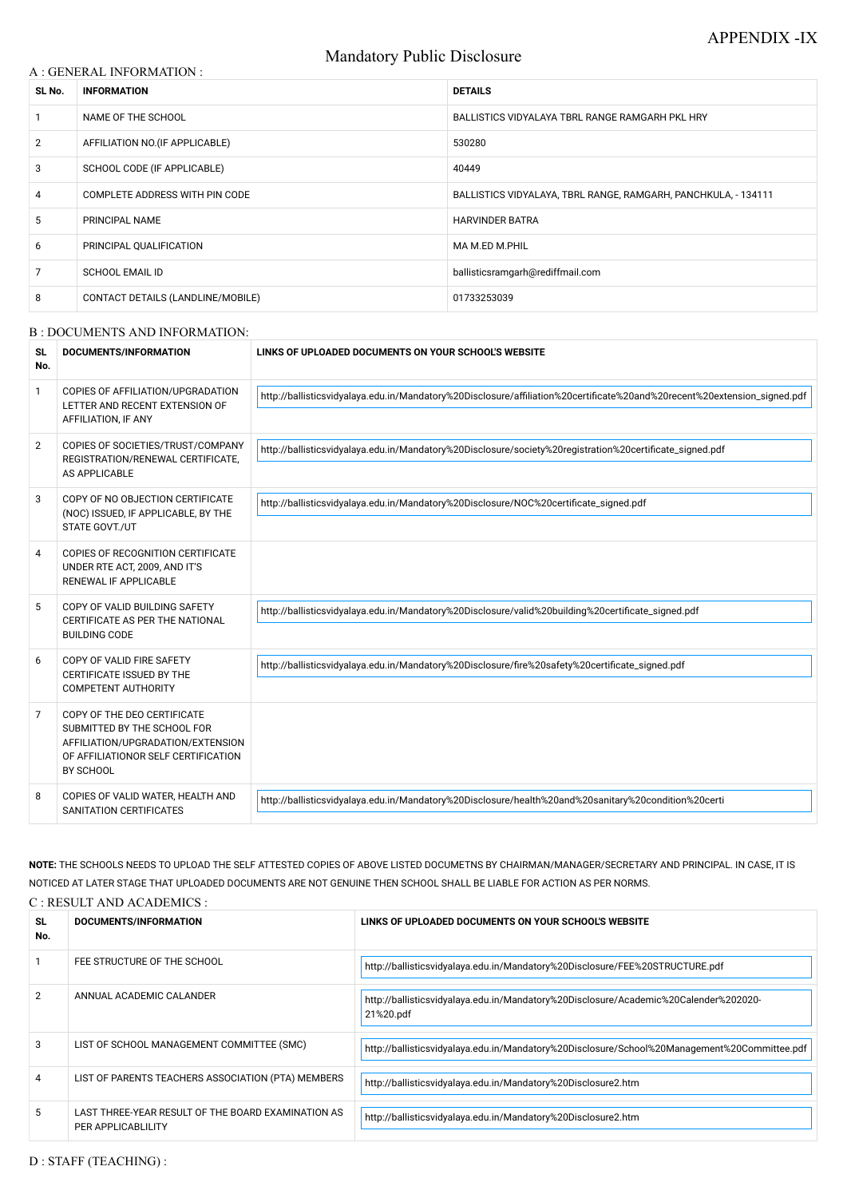APPENDIX -IX

# Mandatory Public Disclosure

## A : GENERAL INFORMATION :

| SL No. | INFORMATION | DETAILS |
|---|---|---|
| 1 | NAME OF THE SCHOOL | BALLISTICS VIDYALAYA TBRL RANGE RAMGARH PKL HRY |
| 2 | AFFILIATION NO.(IF APPLICABLE) | 530280 |
| 3 | SCHOOL CODE (IF APPLICABLE) | 40449 |
| 4 | COMPLETE ADDRESS WITH PIN CODE | BALLISTICS VIDYALAYA, TBRL RANGE, RAMGARH, PANCHKULA, - 134111 |
| 5 | PRINCIPAL NAME | HARVINDER BATRA |
| 6 | PRINCIPAL QUALIFICATION | MA M.ED M.PHIL |
| 7 | SCHOOL EMAIL ID | ballisticsramgarh@rediffmail.com |
| 8 | CONTACT DETAILS (LANDLINE/MOBILE) | 01733253039 |

## B : DOCUMENTS AND INFORMATION:

| SL No. | DOCUMENTS/INFORMATION | LINKS OF UPLOADED DOCUMENTS ON YOUR SCHOOL'S WEBSITE |
|---|---|---|
| 1 | COPIES OF AFFILIATION/UPGRADATION LETTER AND RECENT EXTENSION OF AFFILIATION, IF ANY | http://ballisticsvidyalaya.edu.in/Mandatory%20Disclosure/affiliation%20certificate%20and%20recent%20extension_signed.pdf |
| 2 | COPIES OF SOCIETIES/TRUST/COMPANY REGISTRATION/RENEWAL CERTIFICATE, AS APPLICABLE | http://ballisticsvidyalaya.edu.in/Mandatory%20Disclosure/society%20registration%20certificate_signed.pdf |
| 3 | COPY OF NO OBJECTION CERTIFICATE (NOC) ISSUED, IF APPLICABLE, BY THE STATE GOVT./UT | http://ballisticsvidyalaya.edu.in/Mandatory%20Disclosure/NOC%20certificate_signed.pdf |
| 4 | COPIES OF RECOGNITION CERTIFICATE UNDER RTE ACT, 2009, AND IT'S RENEWAL IF APPLICABLE | |
| 5 | COPY OF VALID BUILDING SAFETY CERTIFICATE AS PER THE NATIONAL BUILDING CODE | http://ballisticsvidyalaya.edu.in/Mandatory%20Disclosure/valid%20building%20certificate_signed.pdf |
| 6 | COPY OF VALID FIRE SAFETY CERTIFICATE ISSUED BY THE COMPETENT AUTHORITY | http://ballisticsvidyalaya.edu.in/Mandatory%20Disclosure/fire%20safety%20certificate_signed.pdf |
| 7 | COPY OF THE DEO CERTIFICATE SUBMITTED BY THE SCHOOL FOR AFFILIATION/UPGRADATION/EXTENSION OF AFFILIATIONOR SELF CERTIFICATION BY SCHOOL | |
| 8 | COPIES OF VALID WATER, HEALTH AND SANITATION CERTIFICATES | http://ballisticsvidyalaya.edu.in/Mandatory%20Disclosure/health%20and%20sanitary%20condition%20certi |

**NOTE:** THE SCHOOLS NEEDS TO UPLOAD THE SELF ATTESTED COPIES OF ABOVE LISTED DOCUMETNS BY CHAIRMAN/MANAGER/SECRETARY AND PRINCIPAL. IN CASE, IT IS NOTICED AT LATER STAGE THAT UPLOADED DOCUMENTS ARE NOT GENUINE THEN SCHOOL SHALL BE LIABLE FOR ACTION AS PER NORMS.

## C : RESULT AND ACADEMICS :

| SL No. | DOCUMENTS/INFORMATION | LINKS OF UPLOADED DOCUMENTS ON YOUR SCHOOL'S WEBSITE |
|---|---|---|
| 1 | FEE STRUCTURE OF THE SCHOOL | http://ballisticsvidyalaya.edu.in/Mandatory%20Disclosure/FEE%20STRUCTURE.pdf |
| 2 | ANNUAL ACADEMIC CALANDER | http://ballisticsvidyalaya.edu.in/Mandatory%20Disclosure/Academic%20Calender%202020-21%20.pdf |
| 3 | LIST OF SCHOOL MANAGEMENT COMMITTEE (SMC) | http://ballisticsvidyalaya.edu.in/Mandatory%20Disclosure/School%20Management%20Committee.pdf |
| 4 | LIST OF PARENTS TEACHERS ASSOCIATION (PTA) MEMBERS | http://ballisticsvidyalaya.edu.in/Mandatory%20Disclosure2.htm |
| 5 | LAST THREE-YEAR RESULT OF THE BOARD EXAMINATION AS PER APPLICABLILITY | http://ballisticsvidyalaya.edu.in/Mandatory%20Disclosure2.htm |

## D : STAFF (TEACHING) :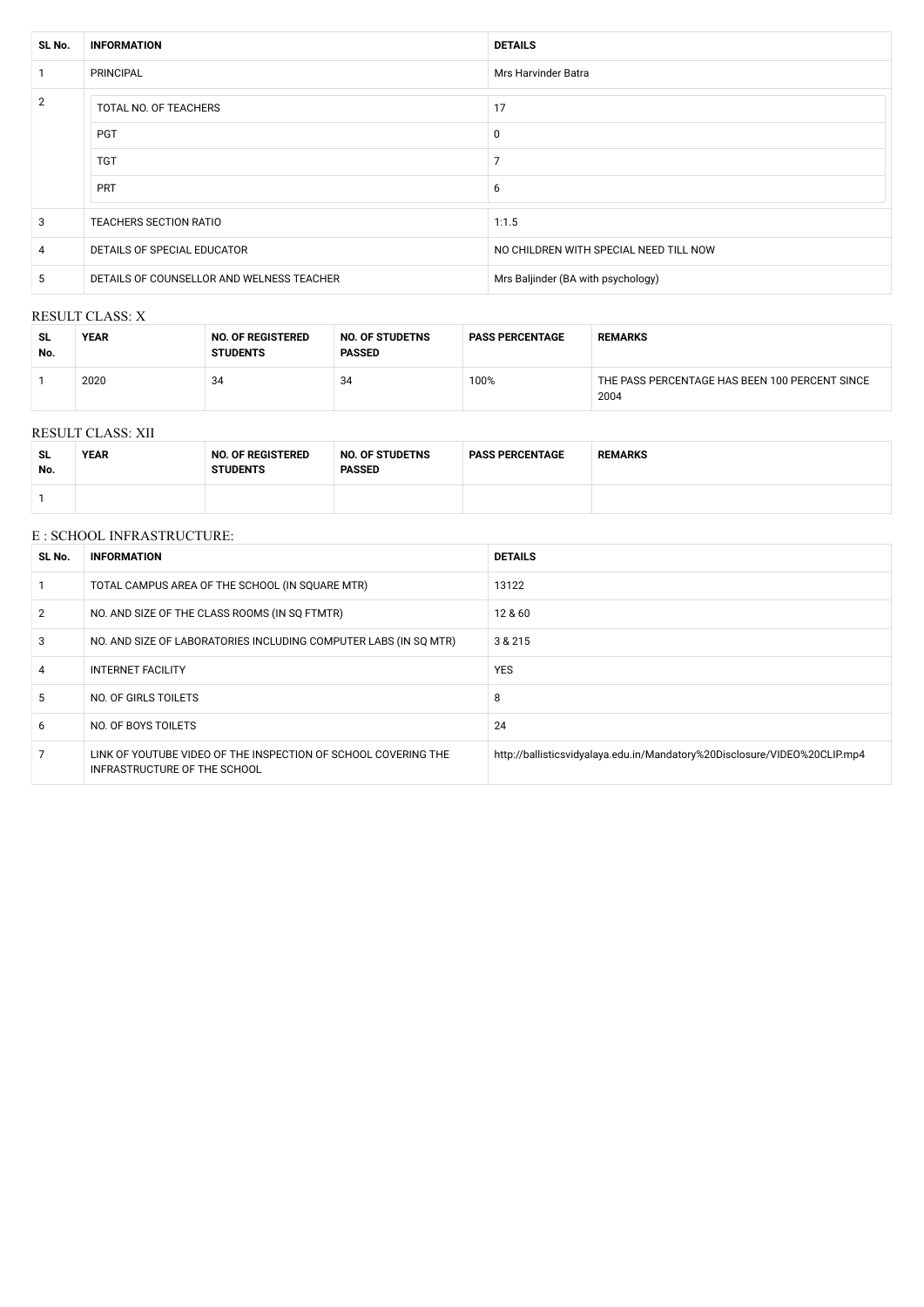| SL No. | INFORMATION | DETAILS |
|---|---|---|
| 1 | PRINCIPAL | Mrs Harvinder Batra |
| 2 | TOTAL NO. OF TEACHERS | 17 |
| | PGT | 0 |
| | TGT | 7 |
| | PRT | 6 |
| 3 | TEACHERS SECTION RATIO | 1:1.5 |
| 4 | DETAILS OF SPECIAL EDUCATOR | NO CHILDREN WITH SPECIAL NEED TILL NOW |
| 5 | DETAILS OF COUNSELLOR AND WELNESS TEACHER | Mrs Baljinder (BA with psychology) |

RESULT CLASS: X

| SL No. | YEAR | NO. OF REGISTERED STUDENTS | NO. OF STUDETNS PASSED | PASS PERCENTAGE | REMARKS |
|---|---|---|---|---|---|
| 1 | 2020 | 34 | 34 | 100% | THE PASS PERCENTAGE HAS BEEN 100 PERCENT SINCE 2004 |

RESULT CLASS: XII

| SL No. | YEAR | NO. OF REGISTERED STUDENTS | NO. OF STUDETNS PASSED | PASS PERCENTAGE | REMARKS |
|---|---|---|---|---|---|
| 1 | | | | | |

E : SCHOOL INFRASTRUCTURE:

| SL No. | INFORMATION | DETAILS |
|---|---|---|
| 1 | TOTAL CAMPUS AREA OF THE SCHOOL (IN SQUARE MTR) | 13122 |
| 2 | NO. AND SIZE OF THE CLASS ROOMS (IN SQ FTMTR) | 12 & 60 |
| 3 | NO. AND SIZE OF LABORATORIES INCLUDING COMPUTER LABS (IN SQ MTR) | 3 & 215 |
| 4 | INTERNET FACILITY | YES |
| 5 | NO. OF GIRLS TOILETS | 8 |
| 6 | NO. OF BOYS TOILETS | 24 |
| 7 | LINK OF YOUTUBE VIDEO OF THE INSPECTION OF SCHOOL COVERING THE INFRASTRUCTURE OF THE SCHOOL | http://ballisticsvidyalaya.edu.in/Mandatory%20Disclosure/VIDEO%20CLIP.mp4 |